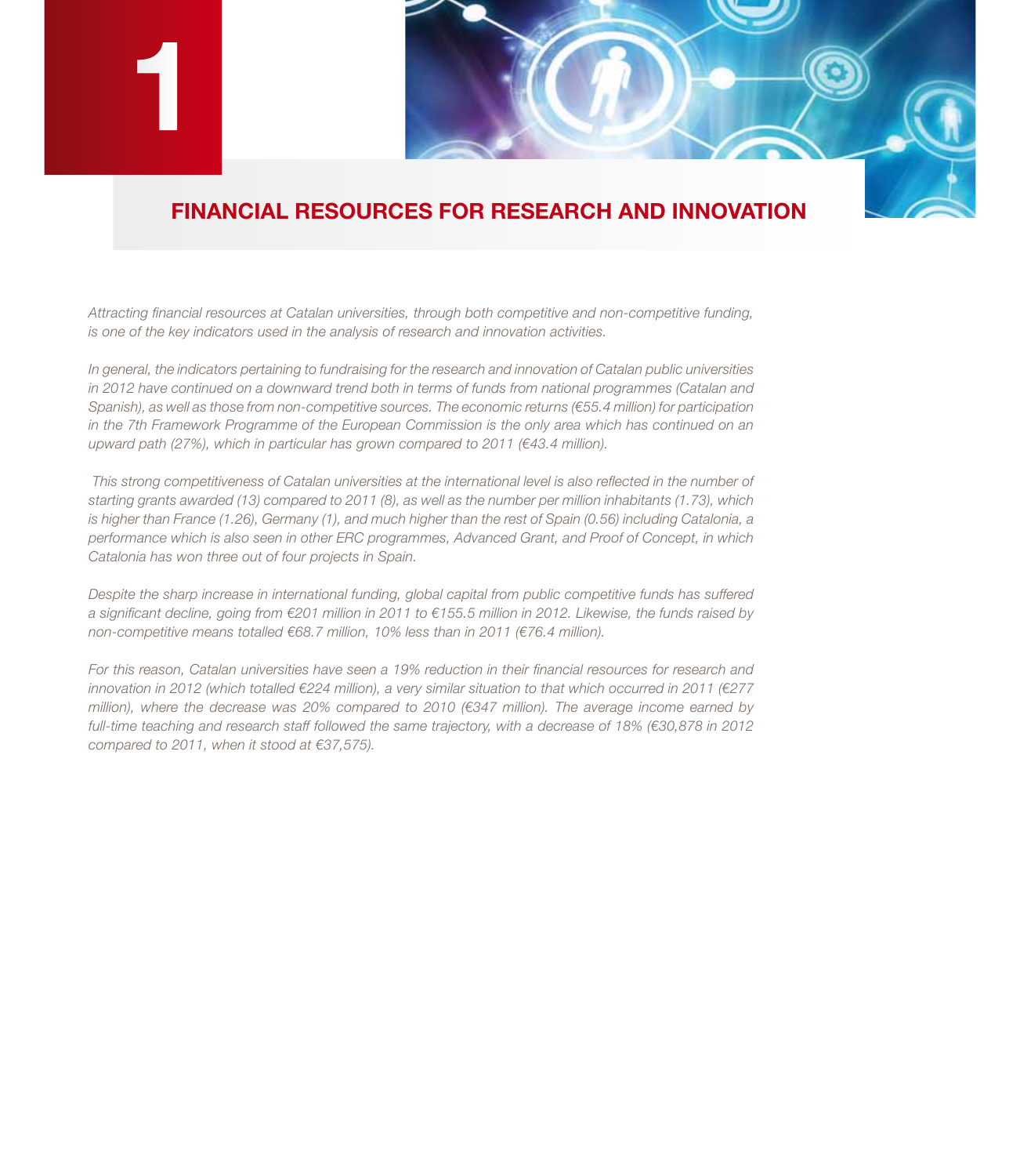# 1

## FINANCIAL RESOURCES FOR RESEARCH AND INNOVATION

*Attracting financial resources at Catalan universities, through both competitive and non-competitive funding, is one of the key indicators used in the analysis of research and innovation activities.*

*In general, the indicators pertaining to fundraising for the research and innovation of Catalan public universities in 2012 have continued on a downward trend both in terms of funds from national programmes (Catalan and Spanish), as well as those from non-competitive sources. The economic returns (€55.4 million) for participation in the 7th Framework Programme of the European Commission is the only area which has continued on an upward path (27%), which in particular has grown compared to 2011 (€43.4 million).*

*This strong competitiveness of Catalan universities at the international level is also reflected in the number of starting grants awarded (13) compared to 2011 (8), as well as the number per million inhabitants (1.73), which is higher than France (1.26), Germany (1), and much higher than the rest of Spain (0.56) including Catalonia, a performance which is also seen in other ERC programmes, Advanced Grant, and Proof of Concept, in which Catalonia has won three out of four projects in Spain.*

*Despite the sharp increase in international funding, global capital from public competitive funds has suffered a significant decline, going from €201 million in 2011 to €155.5 million in 2012. Likewise, the funds raised by non-competitive means totalled €68.7 million, 10% less than in 2011 (€76.4 million).*

*For this reason, Catalan universities have seen a 19% reduction in their financial resources for research and innovation in 2012 (which totalled €224 million), a very similar situation to that which occurred in 2011 (€277 million), where the decrease was 20% compared to 2010 (€347 million). The average income earned by full-time teaching and research staff followed the same trajectory, with a decrease of 18% (€30,878 in 2012 compared to 2011, when it stood at €37,575).*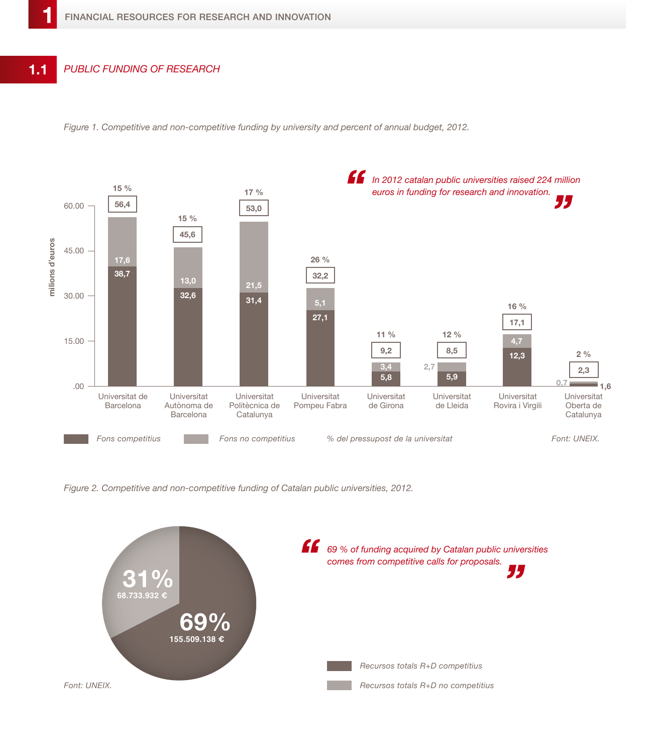## 1.1 PUBLIC FUNDING OF RESEARCH

*Figure 1. Competitive and non-competitive funding by university and percent of annual budget, 2012.*

| Universitat | Fons competitius | Fons no competitius | Total | % del pressupost de la universitat |
|---|---|---|---|---|
| Universitat de Barcelona | 38,7 | 17,6 | 56,4 | 15 % |
| Universitat Autònoma de Barcelona | 32,6 | 13,0 | 45,6 | 15 % |
| Universitat Politècnica de Catalunya | 31,4 | 21,5 | 53,0 | 17 % |
| Universitat Pompeu Fabra | 27,1 | 5,1 | 32,2 | 26 % |
| Universitat de Girona | 5,8 | 3,4 | 9,2 | 11 % |
| Universitat de Lleida | 5,9 | 2,7 | 8,5 | 12 % |
| Universitat Rovira i Virgili | 12,3 | 4,7 | 17,1 | 16 % |
| Universitat Oberta de Catalunya | 1,6 | 0,7 | 2,3 | 2 % |

milions d'euros

Font: UNEIX.

*"In 2012 catalan public universities raised 224 million euros in funding for research and innovation."*

*Figure 2. Competitive and non-competitive funding of Catalan public universities, 2012.*

| | % | € |
|---|---|---|
| Recursos totals R+D competitius | 69% | 155.509.138 € |
| Recursos totals R+D no competitius | 31% | 68.733.932 € |

Font: UNEIX.

*"69 % of funding acquired by Catalan public universities comes from competitive calls for proposals."*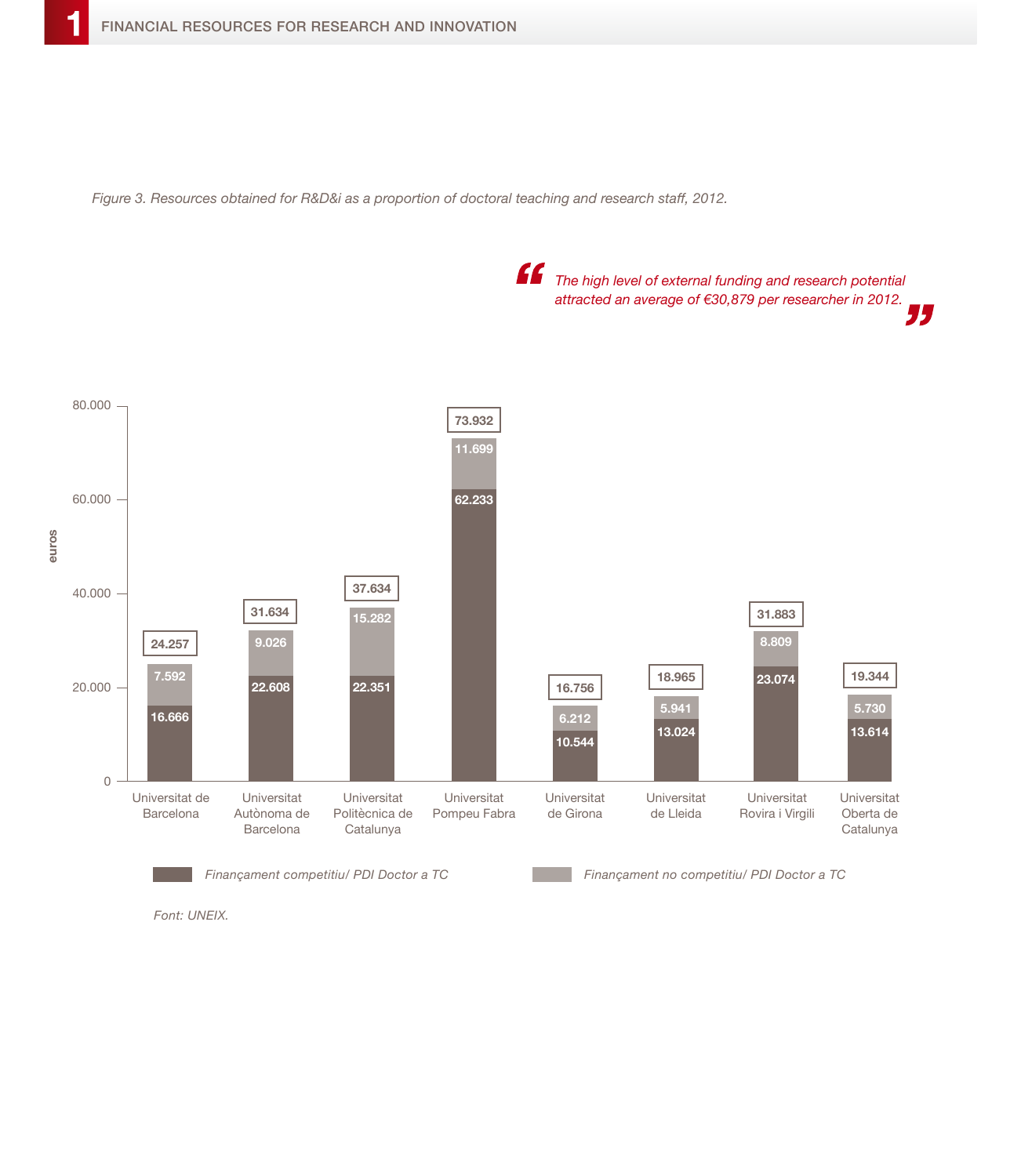*Figure 3. Resources obtained for R&D&i as a proportion of doctoral teaching and research staff, 2012.*

> *"The high level of external funding and research potential attracted an average of €30,879 per researcher in 2012."*

| University | Finançament competitiu/ PDI Doctor a TC | Finançament no competitiu/ PDI Doctor a TC | Total |
| --- | --- | --- | --- |
| Universitat de Barcelona | 16.666 | 7.592 | 24.257 |
| Universitat Autònoma de Barcelona | 22.608 | 9.026 | 31.634 |
| Universitat Politècnica de Catalunya | 22.351 | 15.282 | 37.634 |
| Universitat Pompeu Fabra | 62.233 | 11.699 | 73.932 |
| Universitat de Girona | 10.544 | 6.212 | 16.756 |
| Universitat de Lleida | 13.024 | 5.941 | 18.965 |
| Universitat Rovira i Virgili | 23.074 | 8.809 | 31.883 |
| Universitat Oberta de Catalunya | 13.614 | 5.730 | 19.344 |

*Font: UNEIX.*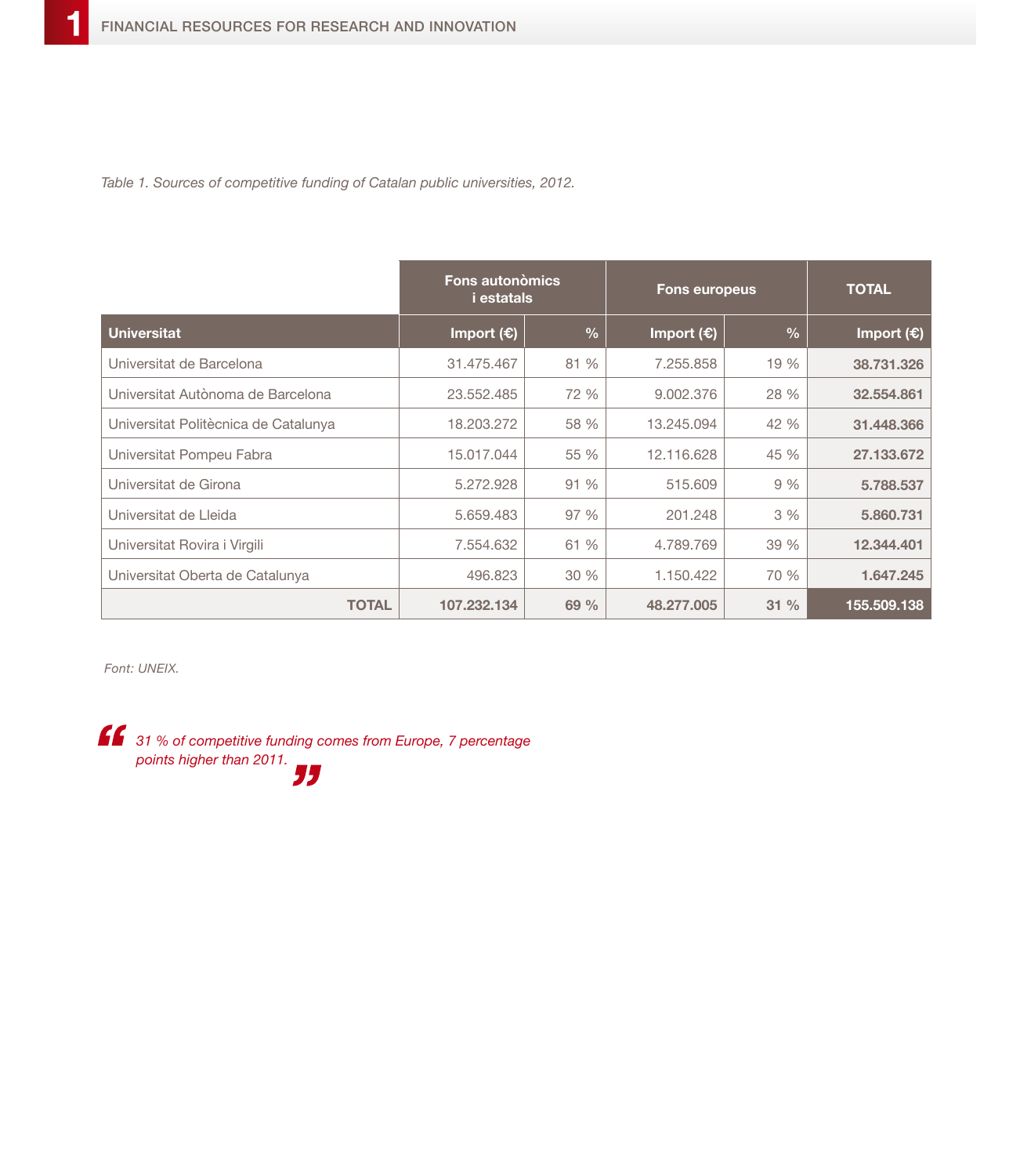*Table 1. Sources of competitive funding of Catalan public universities, 2012.*

| | Fons autonòmics i estatals | | Fons europeus | | TOTAL |
|---|---|---|---|---|---|
| **Universitat** | **Import (€)** | **%** | **Import (€)** | **%** | **Import (€)** |
| Universitat de Barcelona | 31.475.467 | 81 % | 7.255.858 | 19 % | **38.731.326** |
| Universitat Autònoma de Barcelona | 23.552.485 | 72 % | 9.002.376 | 28 % | **32.554.861** |
| Universitat Politècnica de Catalunya | 18.203.272 | 58 % | 13.245.094 | 42 % | **31.448.366** |
| Universitat Pompeu Fabra | 15.017.044 | 55 % | 12.116.628 | 45 % | **27.133.672** |
| Universitat de Girona | 5.272.928 | 91 % | 515.609 | 9 % | **5.788.537** |
| Universitat de Lleida | 5.659.483 | 97 % | 201.248 | 3 % | **5.860.731** |
| Universitat Rovira i Virgili | 7.554.632 | 61 % | 4.789.769 | 39 % | **12.344.401** |
| Universitat Oberta de Catalunya | 496.823 | 30 % | 1.150.422 | 70 % | **1.647.245** |
| **TOTAL** | **107.232.134** | **69 %** | **48.277.005** | **31 %** | **155.509.138** |

*Font: UNEIX.*

> *"31 % of competitive funding comes from Europe, 7 percentage points higher than 2011."*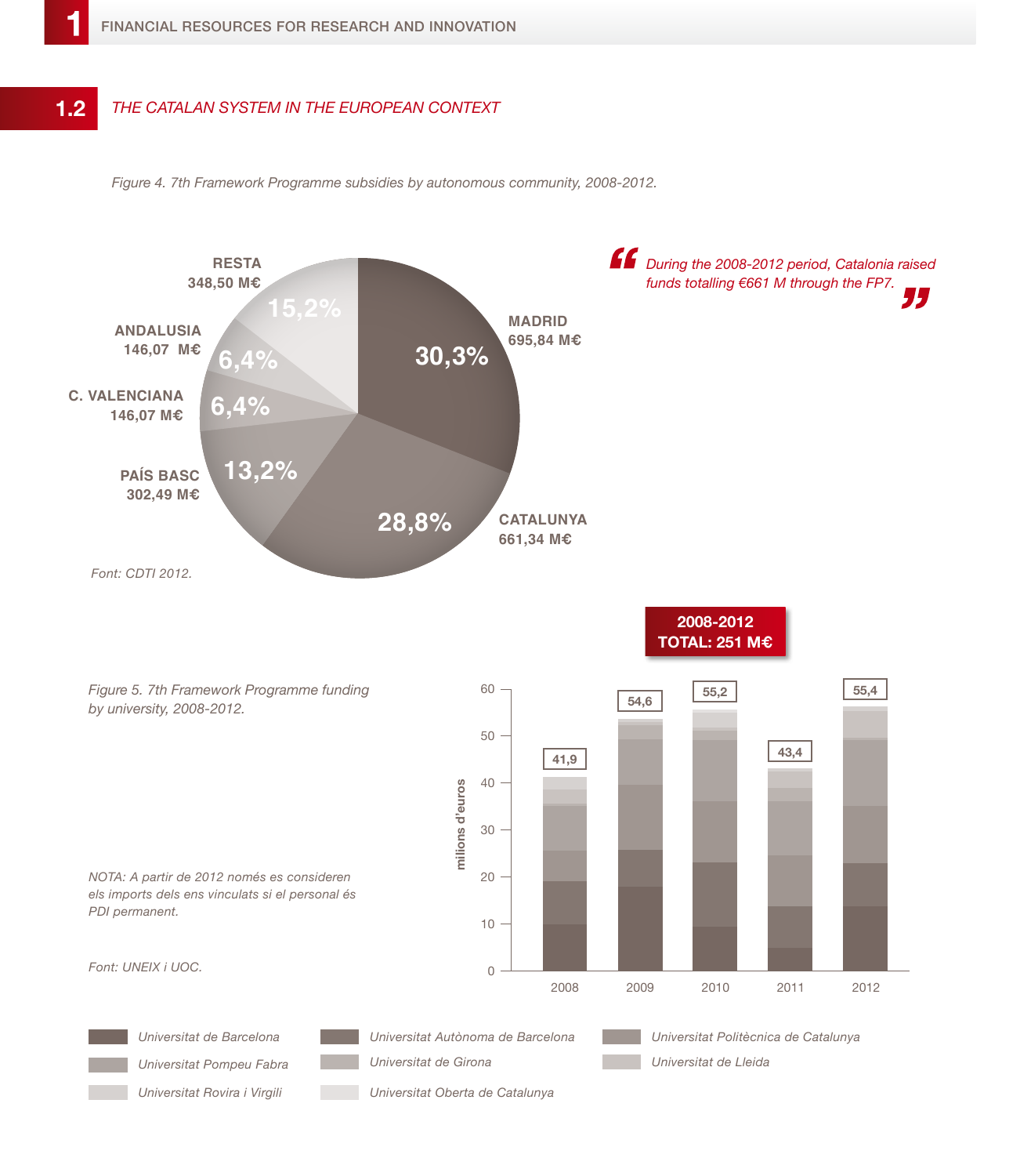## 1.2 THE CATALAN SYSTEM IN THE EUROPEAN CONTEXT

*Figure 4. 7th Framework Programme subsidies by autonomous community, 2008-2012.*

| Autonomous community | Amount | % |
|---|---|---|
| MADRID | 695,84 M€ | 30,3% |
| CATALUNYA | 661,34 M€ | 28,8% |
| PAÍS BASC | 302,49 M€ | 13,2% |
| C. VALENCIANA | 146,07 M€ | 6,4% |
| ANDALUSIA | 146,07 M€ | 6,4% |
| RESTA | 348,50 M€ | 15,2% |

*Font: CDTI 2012.*

> *During the 2008-2012 period, Catalonia raised funds totalling €661 M through the FP7.*

*Figure 5. 7th Framework Programme funding by university, 2008-2012.*

**2008-2012 TOTAL: 251 M€**

| Year | Total (milions d'euros) |
|---|---|
| 2008 | 41,9 |
| 2009 | 54,6 |
| 2010 | 55,2 |
| 2011 | 43,4 |
| 2012 | 55,4 |

Universities: Universitat de Barcelona, Universitat Autònoma de Barcelona, Universitat Politècnica de Catalunya, Universitat Pompeu Fabra, Universitat de Girona, Universitat de Lleida, Universitat Rovira i Virgili, Universitat Oberta de Catalunya

*NOTA: A partir de 2012 només es consideren els imports dels ens vinculats si el personal és PDI permanent.*

*Font: UNEIX i UOC.*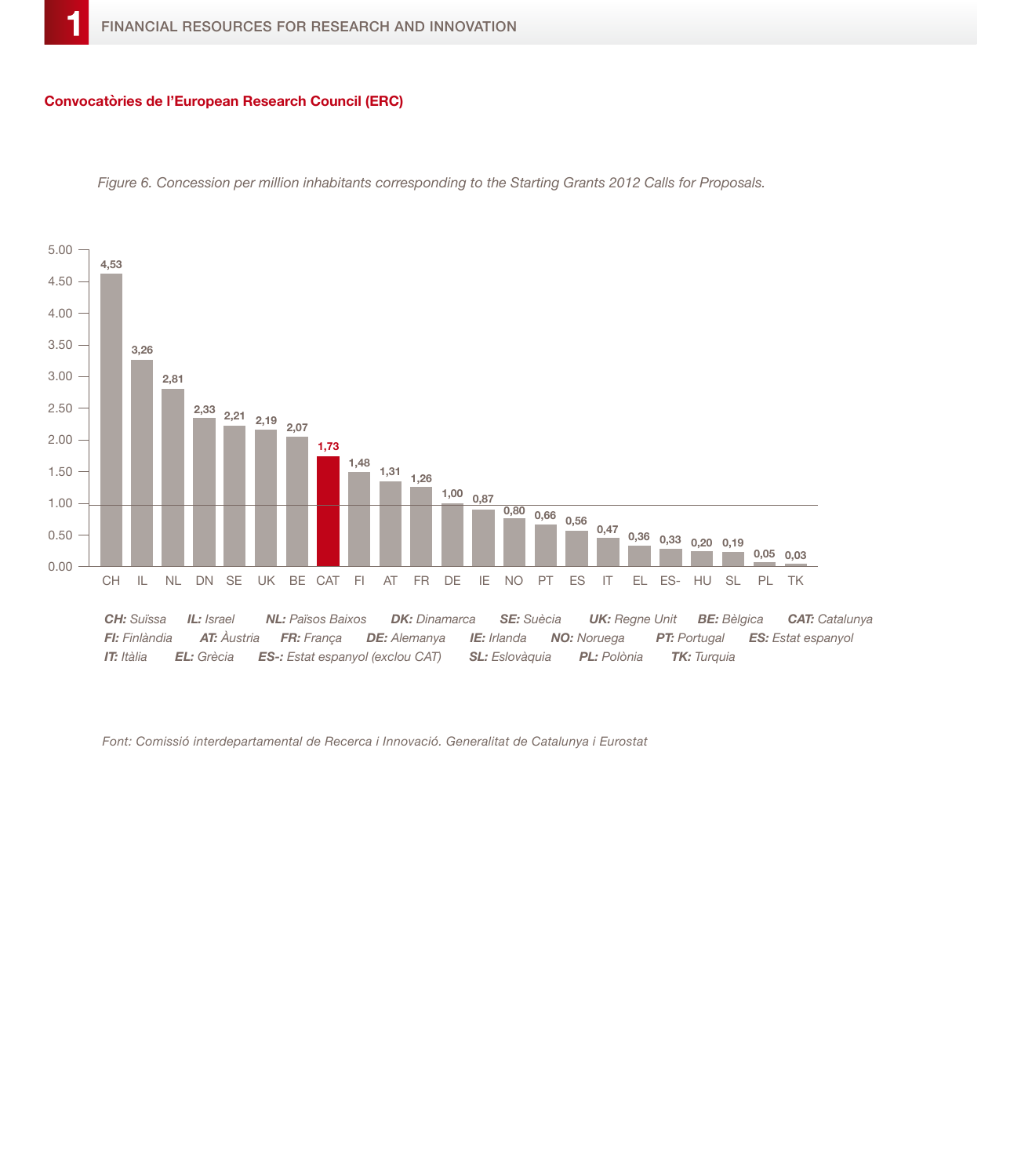### Convocatòries de l'European Research Council (ERC)

*Figure 6. Concession per million inhabitants corresponding to the Starting Grants 2012 Calls for Proposals.*

| Country | Value |
|---|---|
| CH | 4,53 |
| IL | 3,26 |
| NL | 2,81 |
| DN | 2,33 |
| SE | 2,21 |
| UK | 2,19 |
| BE | 2,07 |
| CAT | 1,73 |
| FI | 1,48 |
| AT | 1,31 |
| FR | 1,26 |
| DE | 1,00 |
| IE | 0,87 |
| NO | 0,80 |
| PT | 0,66 |
| ES | 0,56 |
| IT | 0,47 |
| EL | 0,36 |
| ES- | 0,33 |
| HU | 0,20 |
| SL | 0,19 |
| PL | 0,05 |
| TK | 0,03 |

***CH:** Suïssa* ***IL:** Israel* ***NL:** Països Baixos* ***DK:** Dinamarca* ***SE:** Suècia* ***UK:** Regne Unit* ***BE:** Bèlgica* ***CAT:** Catalunya*
***FI:** Finlàndia* ***AT:** Àustria* ***FR:** França* ***DE:** Alemanya* ***IE:** Irlanda* ***NO:** Noruega* ***PT:** Portugal* ***ES:** Estat espanyol*
***IT:** Itàlia* ***EL:** Grècia* ***ES-:** Estat espanyol (exclou CAT)* ***SL:** Eslovàquia* ***PL:** Polònia* ***TK:** Turquia*

*Font: Comissió interdepartamental de Recerca i Innovació. Generalitat de Catalunya i Eurostat*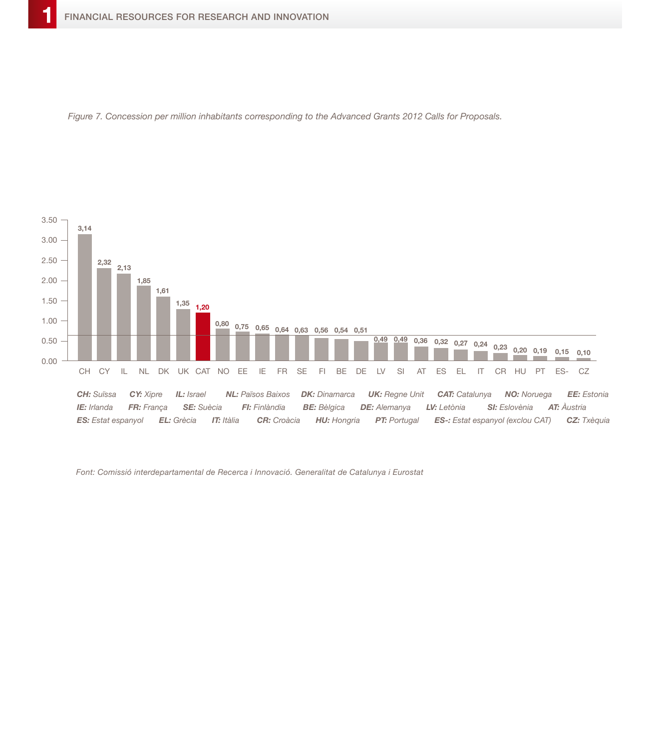*Figure 7. Concession per million inhabitants corresponding to the Advanced Grants 2012 Calls for Proposals.*

| CH | CY | IL | NL | DK | UK | CAT | NO | EE | IE | FR | SE | FI | BE | DE | LV | SI | AT | ES | EL | IT | CR | HU | PT | ES- | CZ |
|---|---|---|---|---|---|---|---|---|---|---|---|---|---|---|---|---|---|---|---|---|---|---|---|---|---|
| 3,14 | 2,32 | 2,13 | 1,85 | 1,61 | 1,35 | 1,20 | 0,80 | 0,75 | 0,65 | 0,64 | 0,63 | 0,56 | 0,54 | 0,51 | 0,49 | 0,49 | 0,36 | 0,32 | 0,27 | 0,24 | 0,23 | 0,20 | 0,19 | 0,15 | 0,10 |

***CH:** Suïssa* ***CY:** Xipre* ***IL:** Israel* ***NL:** Països Baixos* ***DK:** Dinamarca* ***UK:** Regne Unit* ***CAT:** Catalunya* ***NO:** Noruega* ***EE:** Estonia*
***IE:** Irlanda* ***FR:** França* ***SE:** Suècia* ***FI:** Finlàndia* ***BE:** Bèlgica* ***DE:** Alemanya* ***LV:** Letònia* ***SI:** Eslovènia* ***AT:** Àustria*
***ES:** Estat espanyol* ***EL:** Grècia* ***IT:** Itàlia* ***CR:** Croàcia* ***HU:** Hongria* ***PT:** Portugal* ***ES-:** Estat espanyol (exclou CAT)* ***CZ:** Txèquia*

*Font: Comissió interdepartamental de Recerca i Innovació. Generalitat de Catalunya i Eurostat*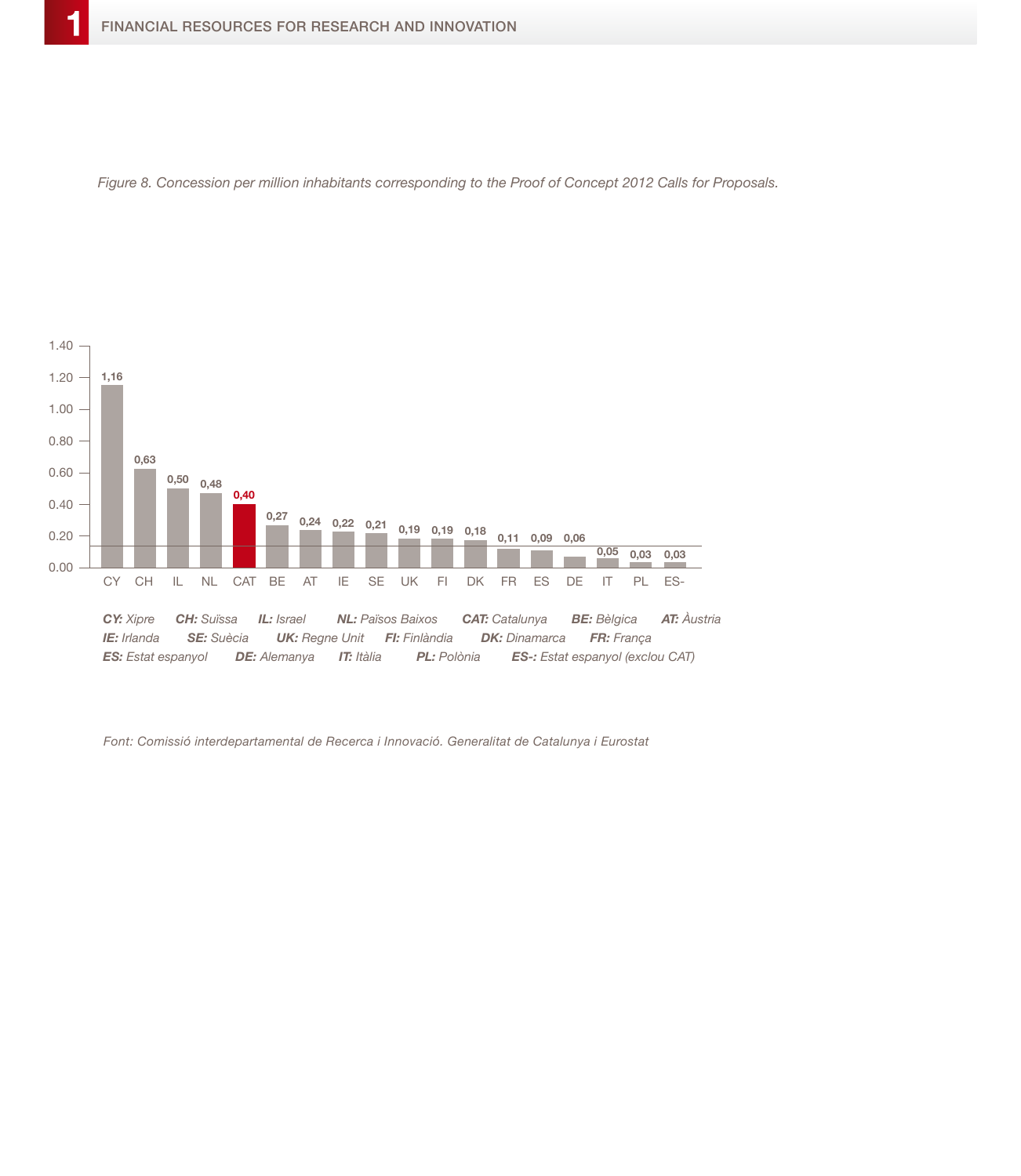*Figure 8. Concession per million inhabitants corresponding to the Proof of Concept 2012 Calls for Proposals.*

| | CY | CH | IL | NL | CAT | BE | AT | IE | SE | UK | FI | DK | FR | ES | DE | IT | PL | ES- |
|---|---|---|---|---|---|---|---|---|---|---|---|---|---|---|---|---|---|---|
| Value | 1,16 | 0,63 | 0,50 | 0,48 | 0,40 | 0,27 | 0,24 | 0,22 | 0,21 | 0,19 | 0,19 | 0,18 | 0,11 | 0,09 | 0,06 | 0,05 | 0,03 | 0,03 |

***CY:*** *Xipre* ***CH:*** *Suïssa* ***IL:*** *Israel* ***NL:*** *Països Baixos* ***CAT:*** *Catalunya* ***BE:*** *Bèlgica* ***AT:*** *Àustria*
***IE:*** *Irlanda* ***SE:*** *Suècia* ***UK:*** *Regne Unit* ***FI:*** *Finlàndia* ***DK:*** *Dinamarca* ***FR:*** *França*
***ES:*** *Estat espanyol* ***DE:*** *Alemanya* ***IT:*** *Itàlia* ***PL:*** *Polònia* ***ES-:*** *Estat espanyol (exclou CAT)*

*Font: Comissió interdepartamental de Recerca i Innovació. Generalitat de Catalunya i Eurostat*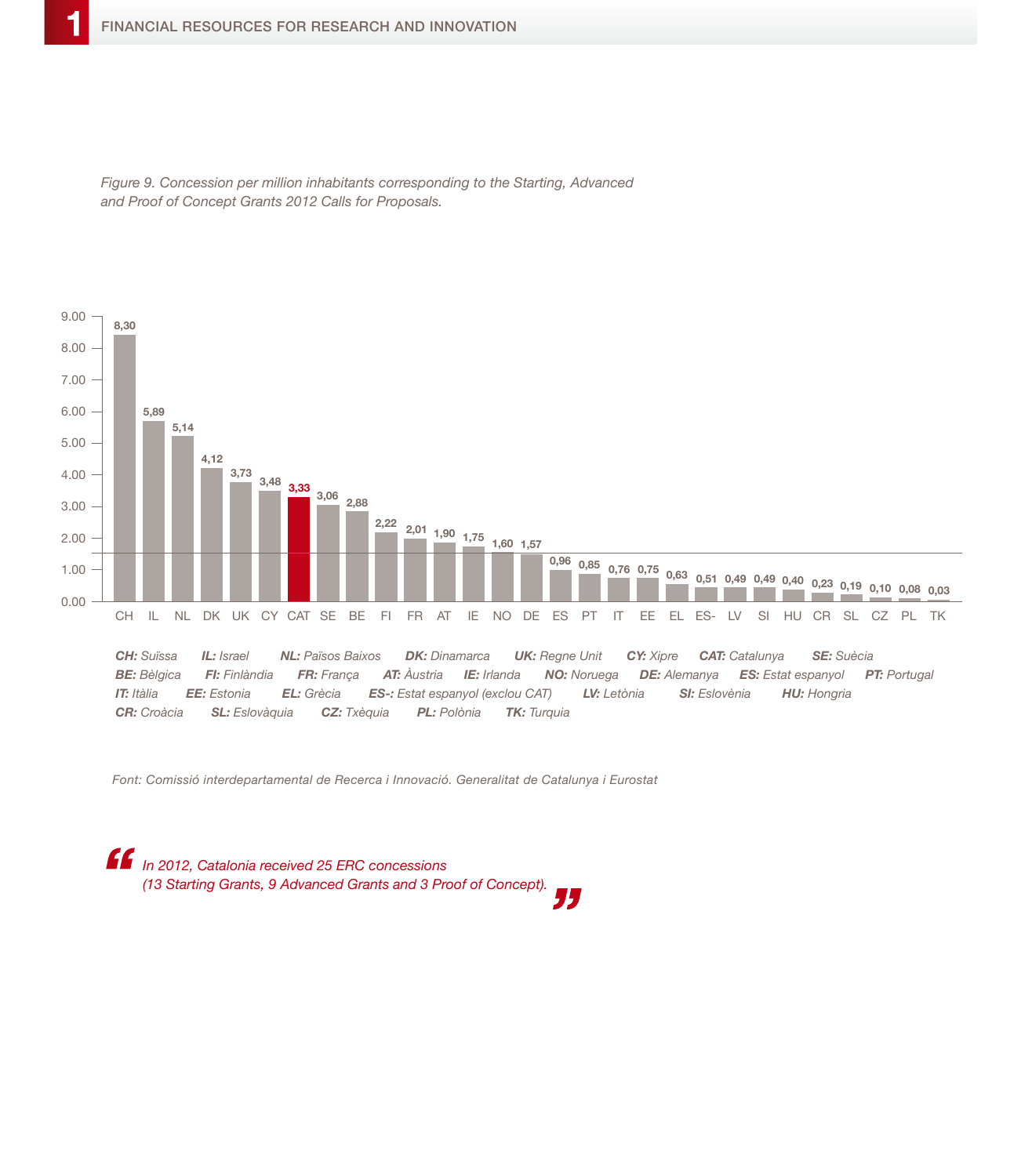*Figure 9. Concession per million inhabitants corresponding to the Starting, Advanced and Proof of Concept Grants 2012 Calls for Proposals.*

9.00
8.00
7.00
6.00
5.00
4.00
3.00
2.00
1.00
0.00

8,30 5,89 5,14 4,12 3,73 3,48 3,33 3,06 2,88 2,22 2,01 1,90 1,75 1,60 1,57 0,96 0,85 0,76 0,75 0,63 0,51 0,49 0,49 0,40 0,23 0,19 0,10 0,08 0,03

CH IL NL DK UK CY CAT SE BE FI FR AT IE NO DE ES PT IT EE EL ES- LV SI HU CR SL CZ PL TK

***CH:*** *Suïssa* ***IL:*** *Israel* ***NL:*** *Països Baixos* ***DK:*** *Dinamarca* ***UK:*** *Regne Unit* ***CY:*** *Xipre* ***CAT:*** *Catalunya* ***SE:*** *Suècia*
***BE:*** *Bèlgica* ***FI:*** *Finlàndia* ***FR:*** *França* ***AT:*** *Àustria* ***IE:*** *Irlanda* ***NO:*** *Noruega* ***DE:*** *Alemanya* ***ES:*** *Estat espanyol* ***PT:*** *Portugal*
***IT:*** *Itàlia* ***EE:*** *Estonia* ***EL:*** *Grècia* ***ES-:*** *Estat espanyol (exclou CAT)* ***LV:*** *Letònia* ***SI:*** *Eslovènia* ***HU:*** *Hongria*
***CR:*** *Croàcia* ***SL:*** *Eslovàquia* ***CZ:*** *Txèquia* ***PL:*** *Polònia* ***TK:*** *Turquia*

*Font: Comissió interdepartamental de Recerca i Innovació. Generalitat de Catalunya i Eurostat*

> *"In 2012, Catalonia received 25 ERC concessions (13 Starting Grants, 9 Advanced Grants and 3 Proof of Concept)."*